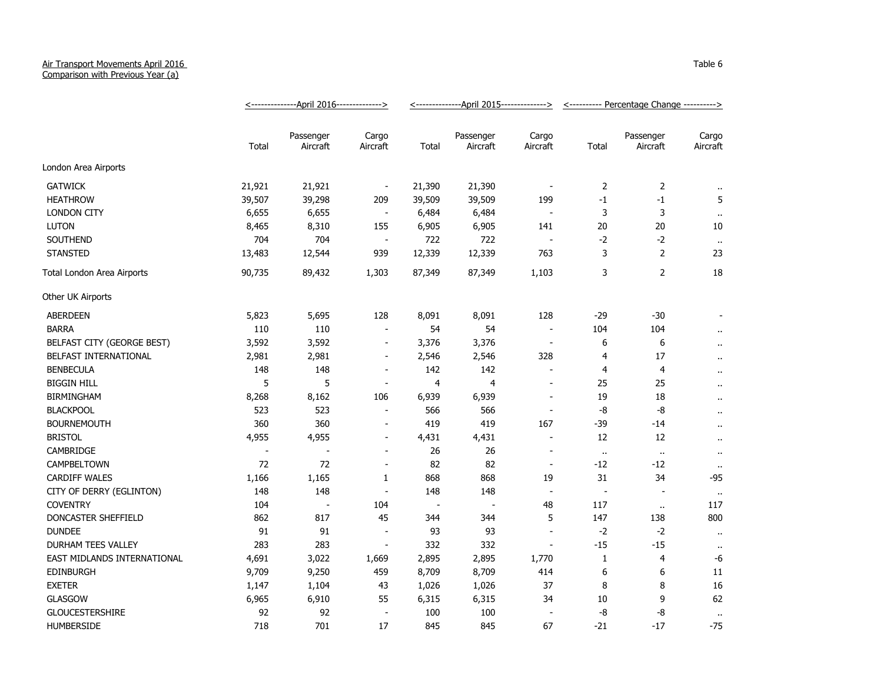Air Transport Movements April 2016
Comparison with Previous Year (a)

Table 6

| | April 2016 | | | April 2015 | | | Percentage Change | | |
|---|---|---|---|---|---|---|---|---|---|
| | Total | Passenger Aircraft | Cargo Aircraft | Total | Passenger Aircraft | Cargo Aircraft | Total | Passenger Aircraft | Cargo Aircraft |
| London Area Airports | | | | | | | | | |
| GATWICK | 21,921 | 21,921 | - | 21,390 | 21,390 | - | 2 | 2 | .. |
| HEATHROW | 39,507 | 39,298 | 209 | 39,509 | 39,509 | 199 | -1 | -1 | 5 |
| LONDON CITY | 6,655 | 6,655 | - | 6,484 | 6,484 | - | 3 | 3 | .. |
| LUTON | 8,465 | 8,310 | 155 | 6,905 | 6,905 | 141 | 20 | 20 | 10 |
| SOUTHEND | 704 | 704 | - | 722 | 722 | - | -2 | -2 | .. |
| STANSTED | 13,483 | 12,544 | 939 | 12,339 | 12,339 | 763 | 3 | 2 | 23 |
| Total London Area Airports | 90,735 | 89,432 | 1,303 | 87,349 | 87,349 | 1,103 | 3 | 2 | 18 |
| Other UK Airports | | | | | | | | | |
| ABERDEEN | 5,823 | 5,695 | 128 | 8,091 | 8,091 | 128 | -29 | -30 | - |
| BARRA | 110 | 110 | - | 54 | 54 | - | 104 | 104 | .. |
| BELFAST CITY (GEORGE BEST) | 3,592 | 3,592 | - | 3,376 | 3,376 | - | 6 | 6 | .. |
| BELFAST INTERNATIONAL | 2,981 | 2,981 | - | 2,546 | 2,546 | 328 | 4 | 17 | .. |
| BENBECULA | 148 | 148 | - | 142 | 142 | - | 4 | 4 | .. |
| BIGGIN HILL | 5 | 5 | - | 4 | 4 | - | 25 | 25 | .. |
| BIRMINGHAM | 8,268 | 8,162 | 106 | 6,939 | 6,939 | - | 19 | 18 | .. |
| BLACKPOOL | 523 | 523 | - | 566 | 566 | - | -8 | -8 | .. |
| BOURNEMOUTH | 360 | 360 | - | 419 | 419 | 167 | -39 | -14 | .. |
| BRISTOL | 4,955 | 4,955 | - | 4,431 | 4,431 | - | 12 | 12 | .. |
| CAMBRIDGE | - | - | - | 26 | 26 | - | .. | .. | .. |
| CAMPBELTOWN | 72 | 72 | - | 82 | 82 | - | -12 | -12 | .. |
| CARDIFF WALES | 1,166 | 1,165 | 1 | 868 | 868 | 19 | 31 | 34 | -95 |
| CITY OF DERRY (EGLINTON) | 148 | 148 | - | 148 | 148 | - | - | - | .. |
| COVENTRY | 104 | - | 104 | - | - | 48 | 117 | .. | 117 |
| DONCASTER SHEFFIELD | 862 | 817 | 45 | 344 | 344 | 5 | 147 | 138 | 800 |
| DUNDEE | 91 | 91 | - | 93 | 93 | - | -2 | -2 | .. |
| DURHAM TEES VALLEY | 283 | 283 | - | 332 | 332 | - | -15 | -15 | .. |
| EAST MIDLANDS INTERNATIONAL | 4,691 | 3,022 | 1,669 | 2,895 | 2,895 | 1,770 | 1 | 4 | -6 |
| EDINBURGH | 9,709 | 9,250 | 459 | 8,709 | 8,709 | 414 | 6 | 6 | 11 |
| EXETER | 1,147 | 1,104 | 43 | 1,026 | 1,026 | 37 | 8 | 8 | 16 |
| GLASGOW | 6,965 | 6,910 | 55 | 6,315 | 6,315 | 34 | 10 | 9 | 62 |
| GLOUCESTERSHIRE | 92 | 92 | - | 100 | 100 | - | -8 | -8 | .. |
| HUMBERSIDE | 718 | 701 | 17 | 845 | 845 | 67 | -21 | -17 | -75 |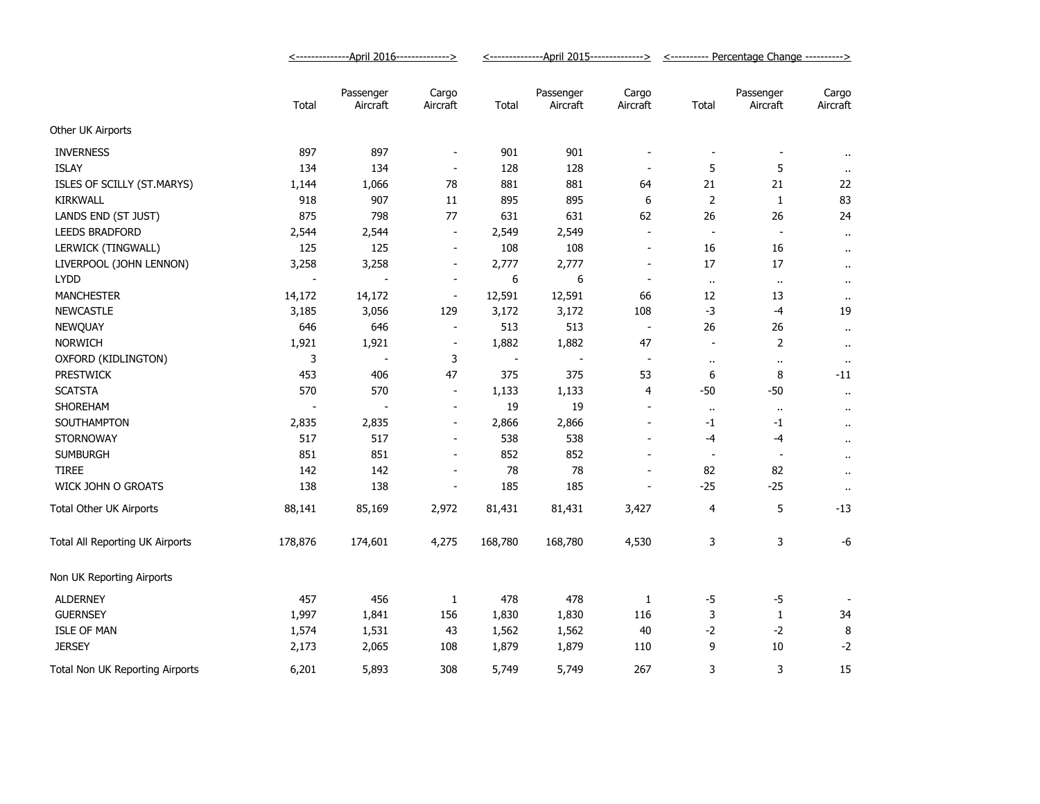| | April 2016 | | | April 2015 | | | Percentage Change | | |
|---|---|---|---|---|---|---|---|---|---|
| | Total | Passenger Aircraft | Cargo Aircraft | Total | Passenger Aircraft | Cargo Aircraft | Total | Passenger Aircraft | Cargo Aircraft |
| **Other UK Airports** | | | | | | | | | |
| INVERNESS | 897 | 897 | - | 901 | 901 | - | - | - | .. |
| ISLAY | 134 | 134 | - | 128 | 128 | - | 5 | 5 | .. |
| ISLES OF SCILLY (ST.MARYS) | 1,144 | 1,066 | 78 | 881 | 881 | 64 | 21 | 21 | 22 |
| KIRKWALL | 918 | 907 | 11 | 895 | 895 | 6 | 2 | 1 | 83 |
| LANDS END (ST JUST) | 875 | 798 | 77 | 631 | 631 | 62 | 26 | 26 | 24 |
| LEEDS BRADFORD | 2,544 | 2,544 | - | 2,549 | 2,549 | - | - | - | .. |
| LERWICK (TINGWALL) | 125 | 125 | - | 108 | 108 | - | 16 | 16 | .. |
| LIVERPOOL (JOHN LENNON) | 3,258 | 3,258 | - | 2,777 | 2,777 | - | 17 | 17 | .. |
| LYDD | - | - | - | 6 | 6 | - | .. | .. | .. |
| MANCHESTER | 14,172 | 14,172 | - | 12,591 | 12,591 | 66 | 12 | 13 | .. |
| NEWCASTLE | 3,185 | 3,056 | 129 | 3,172 | 3,172 | 108 | -3 | -4 | 19 |
| NEWQUAY | 646 | 646 | - | 513 | 513 | - | 26 | 26 | .. |
| NORWICH | 1,921 | 1,921 | - | 1,882 | 1,882 | 47 | - | 2 | .. |
| OXFORD (KIDLINGTON) | 3 | - | 3 | - | - | - | .. | .. | .. |
| PRESTWICK | 453 | 406 | 47 | 375 | 375 | 53 | 6 | 8 | -11 |
| SCATSTA | 570 | 570 | - | 1,133 | 1,133 | 4 | -50 | -50 | .. |
| SHOREHAM | - | - | - | 19 | 19 | - | .. | .. | .. |
| SOUTHAMPTON | 2,835 | 2,835 | - | 2,866 | 2,866 | - | -1 | -1 | .. |
| STORNOWAY | 517 | 517 | - | 538 | 538 | - | -4 | -4 | .. |
| SUMBURGH | 851 | 851 | - | 852 | 852 | - | - | - | .. |
| TIREE | 142 | 142 | - | 78 | 78 | - | 82 | 82 | .. |
| WICK JOHN O GROATS | 138 | 138 | - | 185 | 185 | - | -25 | -25 | .. |
| Total Other UK Airports | 88,141 | 85,169 | 2,972 | 81,431 | 81,431 | 3,427 | 4 | 5 | -13 |
| Total All Reporting UK Airports | 178,876 | 174,601 | 4,275 | 168,780 | 168,780 | 4,530 | 3 | 3 | -6 |
| **Non UK Reporting Airports** | | | | | | | | | |
| ALDERNEY | 457 | 456 | 1 | 478 | 478 | 1 | -5 | -5 | - |
| GUERNSEY | 1,997 | 1,841 | 156 | 1,830 | 1,830 | 116 | 3 | 1 | 34 |
| ISLE OF MAN | 1,574 | 1,531 | 43 | 1,562 | 1,562 | 40 | -2 | -2 | 8 |
| JERSEY | 2,173 | 2,065 | 108 | 1,879 | 1,879 | 110 | 9 | 10 | -2 |
| Total Non UK Reporting Airports | 6,201 | 5,893 | 308 | 5,749 | 5,749 | 267 | 3 | 3 | 15 |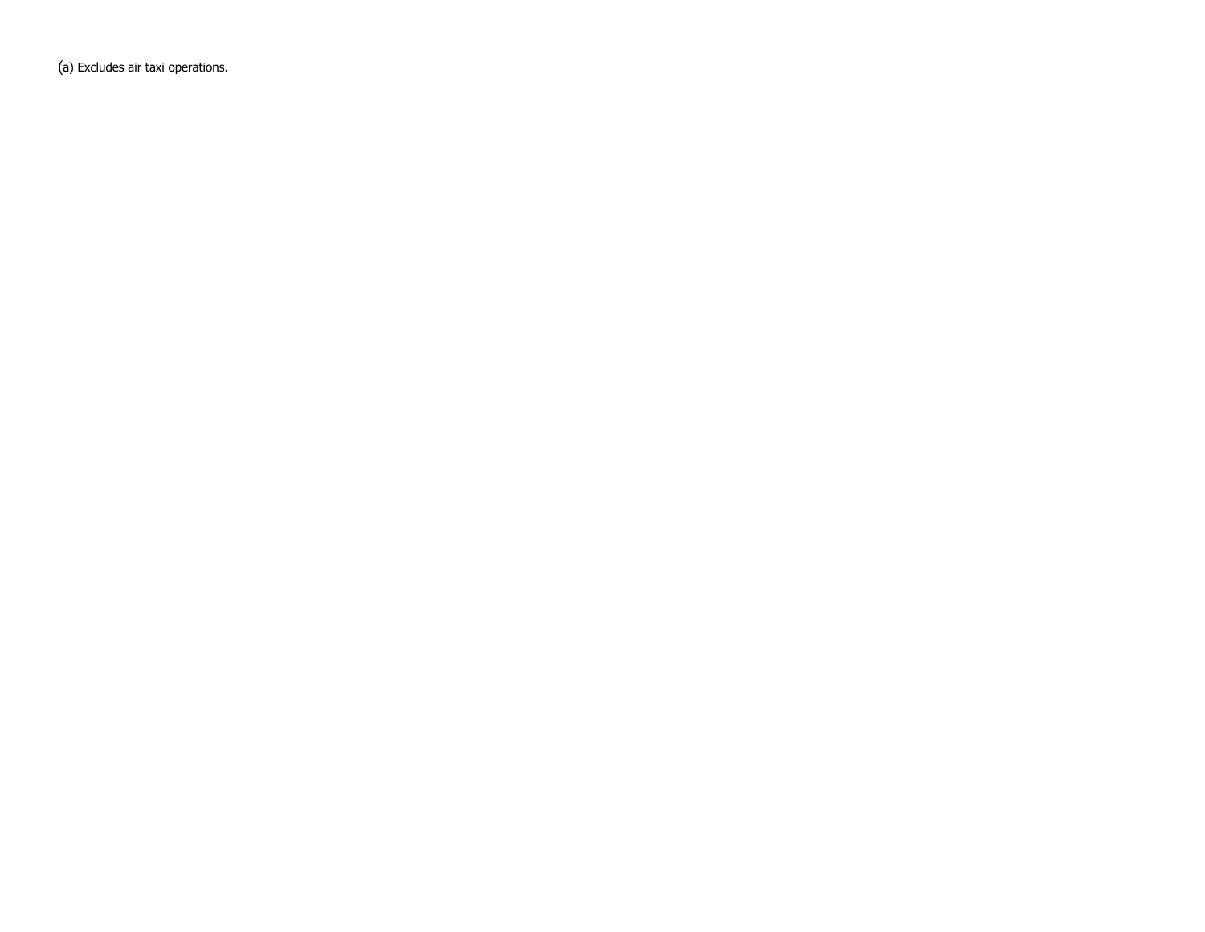(a) Excludes air taxi operations.